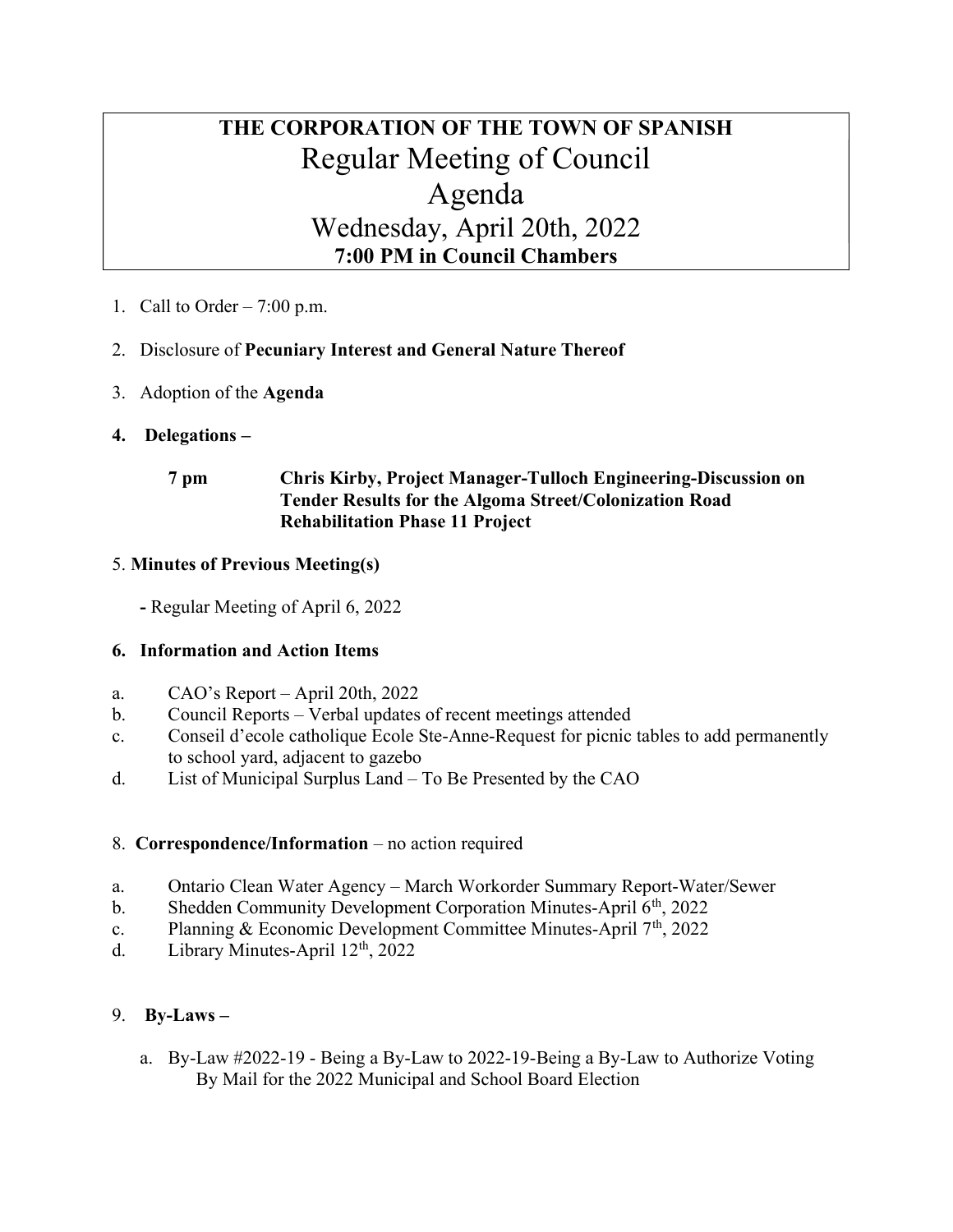# THE CORPORATION OF THE TOWN OF SPANISH

## Regular Meeting of Council

## Agenda

## Wednesday, April 20th, 2022

**7:00 PM in Council Chambers**

1. Call to Order – 7:00 p.m.

2. Disclosure of **Pecuniary Interest and General Nature Thereof**

3. Adoption of the **Agenda**

4. **Delegations –**

   **7 pm** **Chris Kirby, Project Manager-Tulloch Engineering-Discussion on Tender Results for the Algoma Street/Colonization Road Rehabilitation Phase 11 Project**

5. **Minutes of Previous Meeting(s)**

   **-** Regular Meeting of April 6, 2022

6. **Information and Action Items**

a. CAO's Report – April 20th, 2022
b. Council Reports – Verbal updates of recent meetings attended
c. Conseil d'ecole catholique Ecole Ste-Anne-Request for picnic tables to add permanently to school yard, adjacent to gazebo
d. List of Municipal Surplus Land – To Be Presented by the CAO

8. **Correspondence/Information** – no action required

a. Ontario Clean Water Agency – March Workorder Summary Report-Water/Sewer
b. Shedden Community Development Corporation Minutes-April 6th, 2022
c. Planning & Economic Development Committee Minutes-April 7th, 2022
d. Library Minutes-April 12th, 2022

9. **By-Laws –**

   a. By-Law #2022-19 - Being a By-Law to 2022-19-Being a By-Law to Authorize Voting By Mail for the 2022 Municipal and School Board Election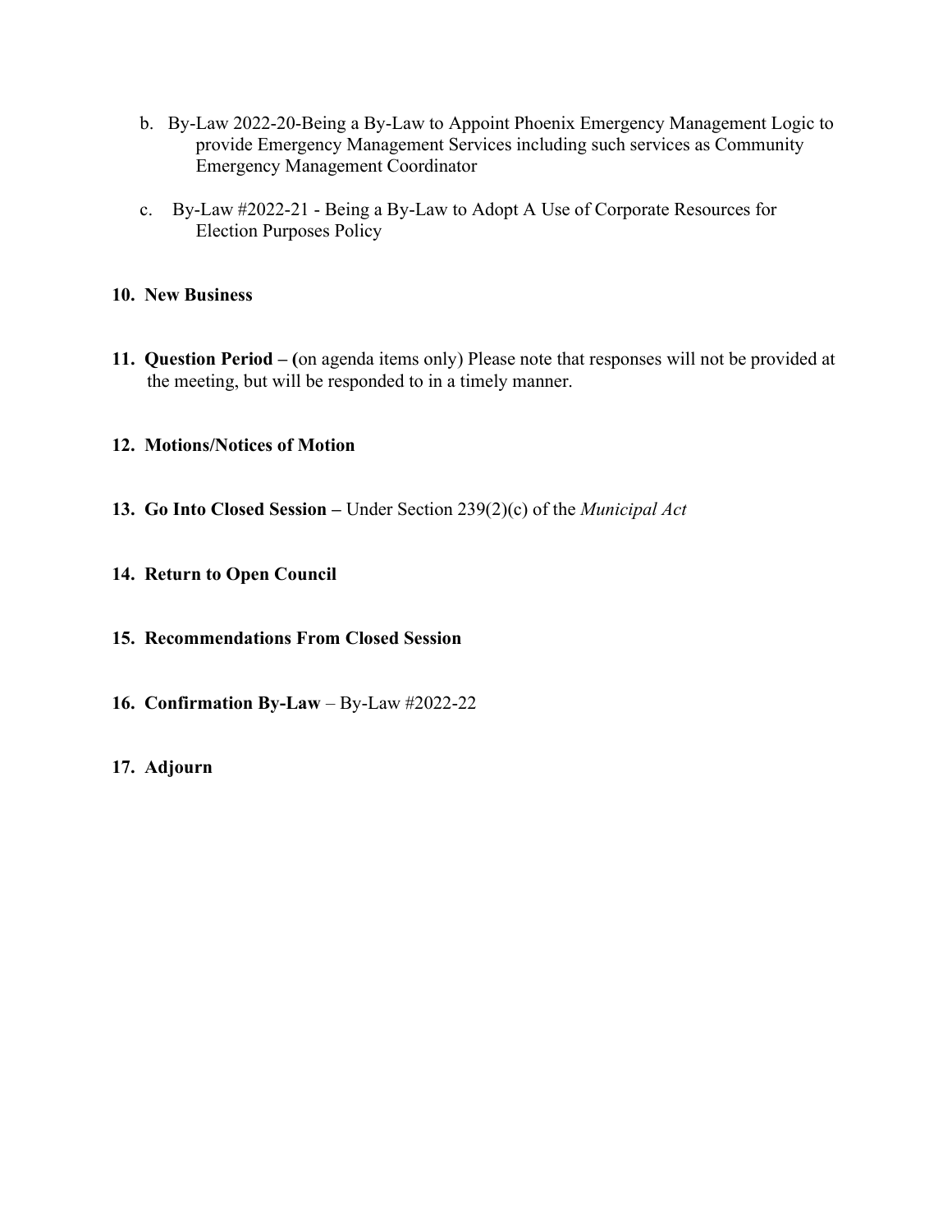b. By-Law 2022-20-Being a By-Law to Appoint Phoenix Emergency Management Logic to provide Emergency Management Services including such services as Community Emergency Management Coordinator

c. By-Law #2022-21 - Being a By-Law to Adopt A Use of Corporate Resources for Election Purposes Policy

**10. New Business**

**11. Question Period – (**on agenda items only) Please note that responses will not be provided at the meeting, but will be responded to in a timely manner.

**12. Motions/Notices of Motion**

**13. Go Into Closed Session –** Under Section 239(2)(c) of the *Municipal Act*

**14. Return to Open Council**

**15. Recommendations From Closed Session**

**16. Confirmation By-Law** – By-Law #2022-22

**17. Adjourn**